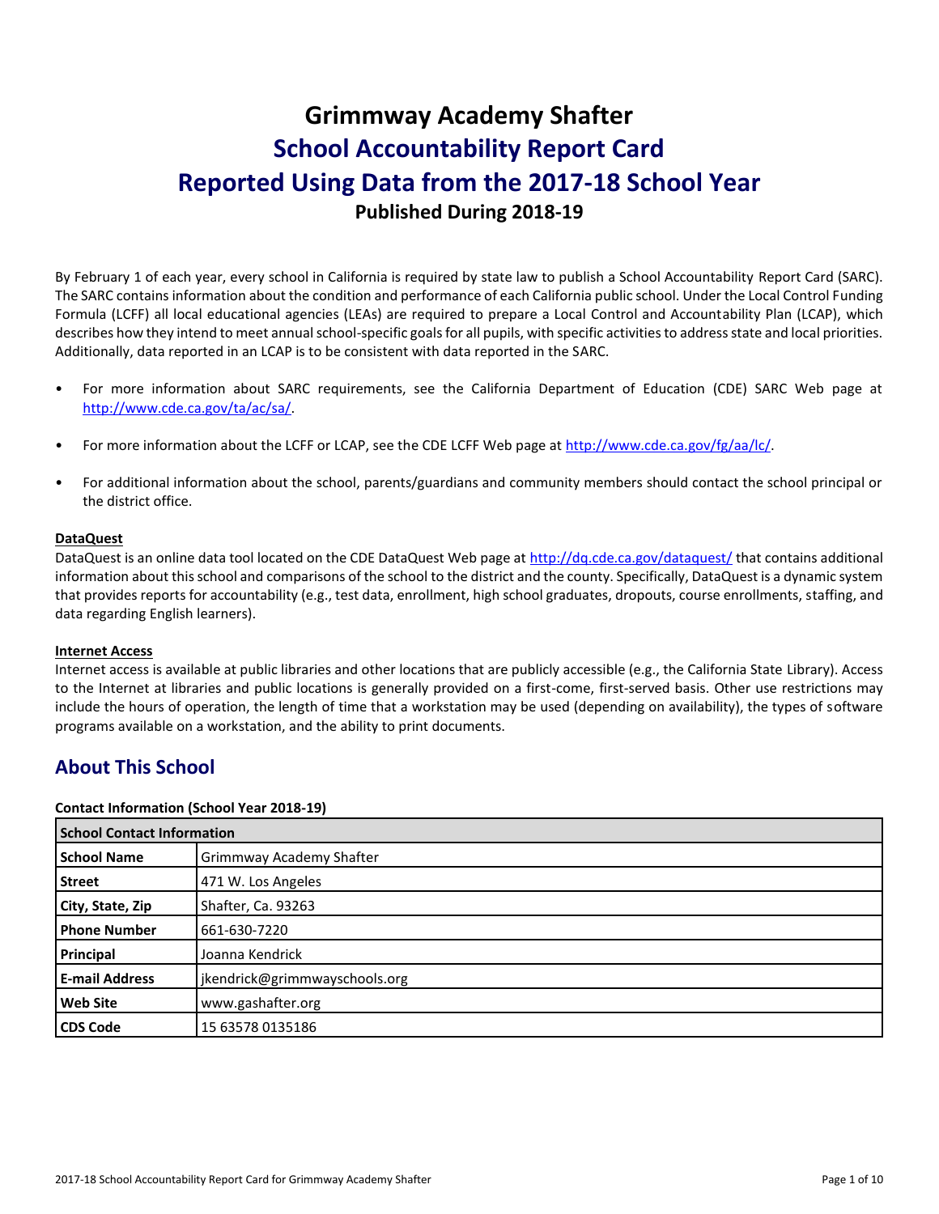# Grimmway Academy Shafter

## School Accountability Report Card

## Reported Using Data from the 2017-18 School Year

### Published During 2018-19

By February 1 of each year, every school in California is required by state law to publish a School Accountability Report Card (SARC). The SARC contains information about the condition and performance of each California public school. Under the Local Control Funding Formula (LCFF) all local educational agencies (LEAs) are required to prepare a Local Control and Accountability Plan (LCAP), which describes how they intend to meet annual school-specific goals for all pupils, with specific activities to address state and local priorities. Additionally, data reported in an LCAP is to be consistent with data reported in the SARC.

- For more information about SARC requirements, see the California Department of Education (CDE) SARC Web page at http://www.cde.ca.gov/ta/ac/sa/.
- For more information about the LCFF or LCAP, see the CDE LCFF Web page at http://www.cde.ca.gov/fg/aa/lc/.
- For additional information about the school, parents/guardians and community members should contact the school principal or the district office.

**DataQuest**

DataQuest is an online data tool located on the CDE DataQuest Web page at http://dq.cde.ca.gov/dataquest/ that contains additional information about this school and comparisons of the school to the district and the county. Specifically, DataQuest is a dynamic system that provides reports for accountability (e.g., test data, enrollment, high school graduates, dropouts, course enrollments, staffing, and data regarding English learners).

**Internet Access**

Internet access is available at public libraries and other locations that are publicly accessible (e.g., the California State Library). Access to the Internet at libraries and public locations is generally provided on a first-come, first-served basis. Other use restrictions may include the hours of operation, the length of time that a workstation may be used (depending on availability), the types of software programs available on a workstation, and the ability to print documents.

## About This School

**Contact Information (School Year 2018-19)**

| School Contact Information | |
|---|---|
| **School Name** | Grimmway Academy Shafter |
| **Street** | 471 W. Los Angeles |
| **City, State, Zip** | Shafter, Ca. 93263 |
| **Phone Number** | 661-630-7220 |
| **Principal** | Joanna Kendrick |
| **E-mail Address** | jkendrick@grimmwayschools.org |
| **Web Site** | www.gashafter.org |
| **CDS Code** | 15 63578 0135186 |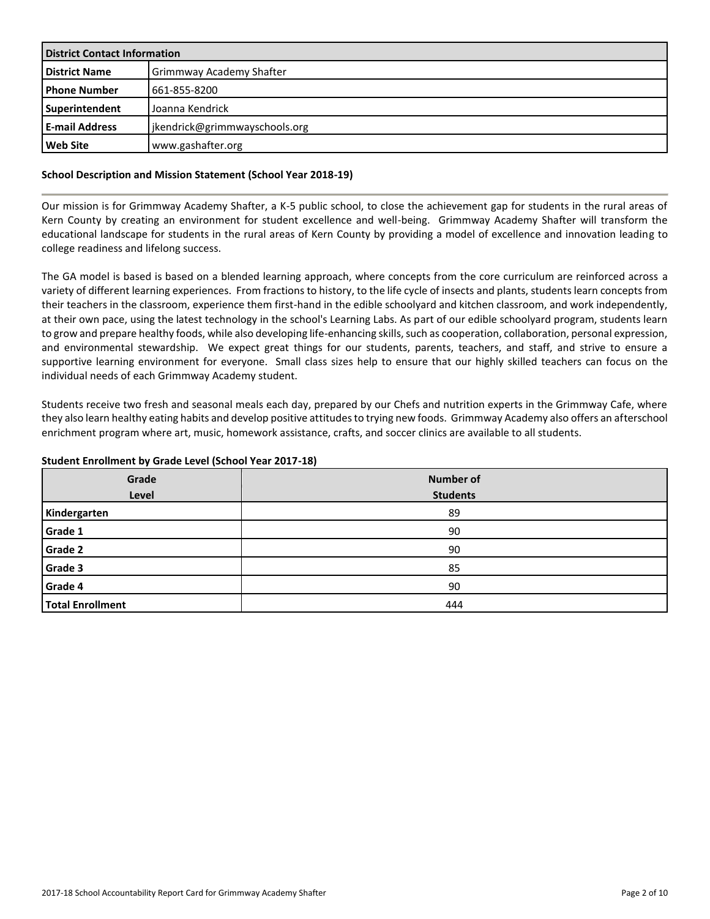| District Contact Information | |
|---|---|
| **District Name** | Grimmway Academy Shafter |
| **Phone Number** | 661-855-8200 |
| **Superintendent** | Joanna Kendrick |
| **E-mail Address** | jkendrick@grimmwayschools.org |
| **Web Site** | www.gashafter.org |

### School Description and Mission Statement (School Year 2018-19)

Our mission is for Grimmway Academy Shafter, a K-5 public school, to close the achievement gap for students in the rural areas of Kern County by creating an environment for student excellence and well-being. Grimmway Academy Shafter will transform the educational landscape for students in the rural areas of Kern County by providing a model of excellence and innovation leading to college readiness and lifelong success.

The GA model is based is based on a blended learning approach, where concepts from the core curriculum are reinforced across a variety of different learning experiences. From fractions to history, to the life cycle of insects and plants, students learn concepts from their teachers in the classroom, experience them first-hand in the edible schoolyard and kitchen classroom, and work independently, at their own pace, using the latest technology in the school's Learning Labs. As part of our edible schoolyard program, students learn to grow and prepare healthy foods, while also developing life-enhancing skills, such as cooperation, collaboration, personal expression, and environmental stewardship. We expect great things for our students, parents, teachers, and staff, and strive to ensure a supportive learning environment for everyone. Small class sizes help to ensure that our highly skilled teachers can focus on the individual needs of each Grimmway Academy student.

Students receive two fresh and seasonal meals each day, prepared by our Chefs and nutrition experts in the Grimmway Cafe, where they also learn healthy eating habits and develop positive attitudes to trying new foods. Grimmway Academy also offers an afterschool enrichment program where art, music, homework assistance, crafts, and soccer clinics are available to all students.

### Student Enrollment by Grade Level (School Year 2017-18)

| Grade Level | Number of Students |
|---|---|
| **Kindergarten** | 89 |
| **Grade 1** | 90 |
| **Grade 2** | 90 |
| **Grade 3** | 85 |
| **Grade 4** | 90 |
| **Total Enrollment** | 444 |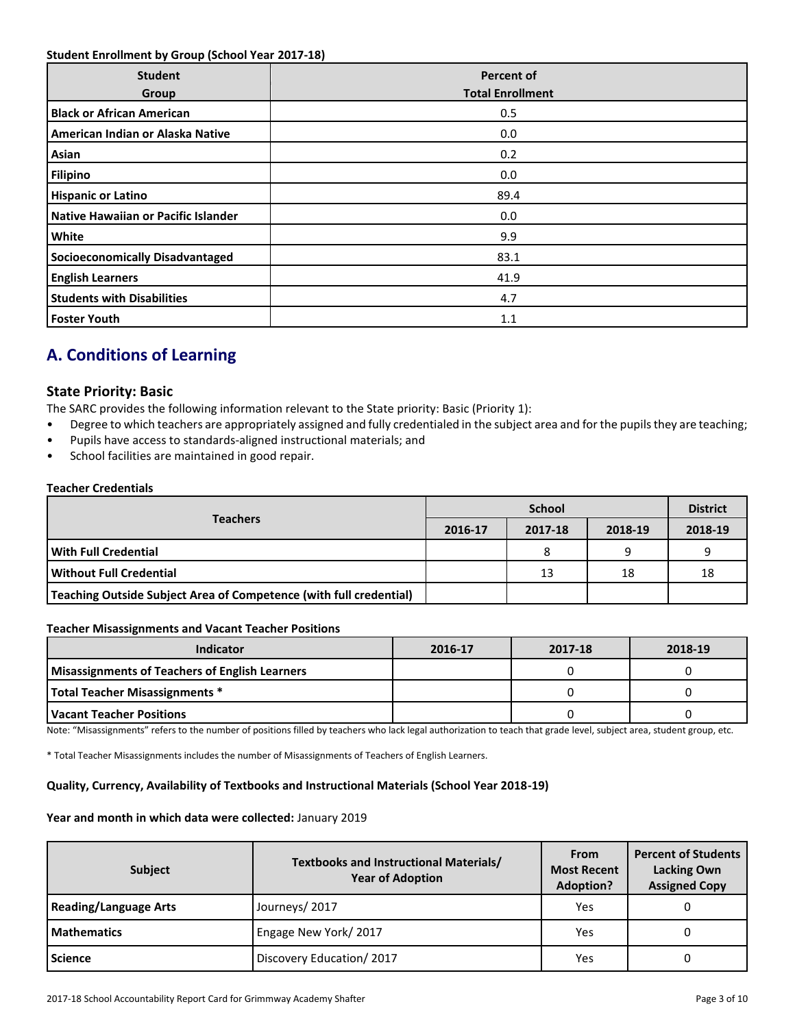**Student Enrollment by Group (School Year 2017-18)**

| Student Group | Percent of Total Enrollment |
|---|---|
| **Black or African American** | 0.5 |
| **American Indian or Alaska Native** | 0.0 |
| **Asian** | 0.2 |
| **Filipino** | 0.0 |
| **Hispanic or Latino** | 89.4 |
| **Native Hawaiian or Pacific Islander** | 0.0 |
| **White** | 9.9 |
| **Socioeconomically Disadvantaged** | 83.1 |
| **English Learners** | 41.9 |
| **Students with Disabilities** | 4.7 |
| **Foster Youth** | 1.1 |

## A. Conditions of Learning

### State Priority: Basic

The SARC provides the following information relevant to the State priority: Basic (Priority 1):

- Degree to which teachers are appropriately assigned and fully credentialed in the subject area and for the pupils they are teaching;
- Pupils have access to standards-aligned instructional materials; and
- School facilities are maintained in good repair.

**Teacher Credentials**

| Teachers | School | | | District |
|---|---|---|---|---|
| | 2016-17 | 2017-18 | 2018-19 | 2018-19 |
| **With Full Credential** | | 8 | 9 | 9 |
| **Without Full Credential** | | 13 | 18 | 18 |
| **Teaching Outside Subject Area of Competence (with full credential)** | | | | |

**Teacher Misassignments and Vacant Teacher Positions**

| Indicator | 2016-17 | 2017-18 | 2018-19 |
|---|---|---|---|
| **Misassignments of Teachers of English Learners** | | 0 | 0 |
| **Total Teacher Misassignments *** | | 0 | 0 |
| **Vacant Teacher Positions** | | 0 | 0 |

Note: "Misassignments" refers to the number of positions filled by teachers who lack legal authorization to teach that grade level, subject area, student group, etc.

* Total Teacher Misassignments includes the number of Misassignments of Teachers of English Learners.

**Quality, Currency, Availability of Textbooks and Instructional Materials (School Year 2018-19)**

**Year and month in which data were collected:** January 2019

| Subject | Textbooks and Instructional Materials/ Year of Adoption | From Most Recent Adoption? | Percent of Students Lacking Own Assigned Copy |
|---|---|---|---|
| **Reading/Language Arts** | Journeys/ 2017 | Yes | 0 |
| **Mathematics** | Engage New York/ 2017 | Yes | 0 |
| **Science** | Discovery Education/ 2017 | Yes | 0 |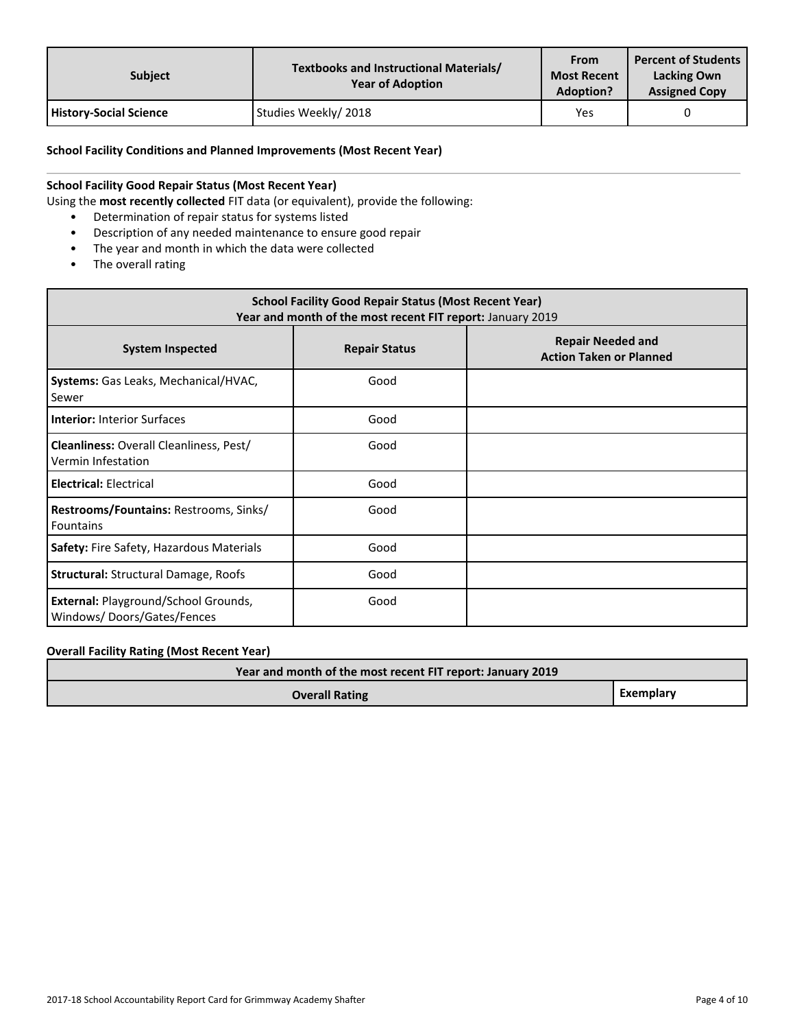| Subject | Textbooks and Instructional Materials/ Year of Adoption | From Most Recent Adoption? | Percent of Students Lacking Own Assigned Copy |
|---|---|---|---|
| **History-Social Science** | Studies Weekly/ 2018 | Yes | 0 |

**School Facility Conditions and Planned Improvements (Most Recent Year)**

---

**School Facility Good Repair Status (Most Recent Year)**

Using the **most recently collected** FIT data (or equivalent), provide the following:

- Determination of repair status for systems listed
- Description of any needed maintenance to ensure good repair
- The year and month in which the data were collected
- The overall rating

| School Facility Good Repair Status (Most Recent Year)<br>Year and month of the most recent FIT report: January 2019 | | |
|---|---|---|
| **System Inspected** | **Repair Status** | **Repair Needed and Action Taken or Planned** |
| **Systems:** Gas Leaks, Mechanical/HVAC, Sewer | Good | |
| **Interior:** Interior Surfaces | Good | |
| **Cleanliness:** Overall Cleanliness, Pest/ Vermin Infestation | Good | |
| **Electrical:** Electrical | Good | |
| **Restrooms/Fountains:** Restrooms, Sinks/ Fountains | Good | |
| **Safety:** Fire Safety, Hazardous Materials | Good | |
| **Structural:** Structural Damage, Roofs | Good | |
| **External:** Playground/School Grounds, Windows/ Doors/Gates/Fences | Good | |

**Overall Facility Rating (Most Recent Year)**

| Year and month of the most recent FIT report: January 2019 | |
|---|---|
| **Overall Rating** | **Exemplary** |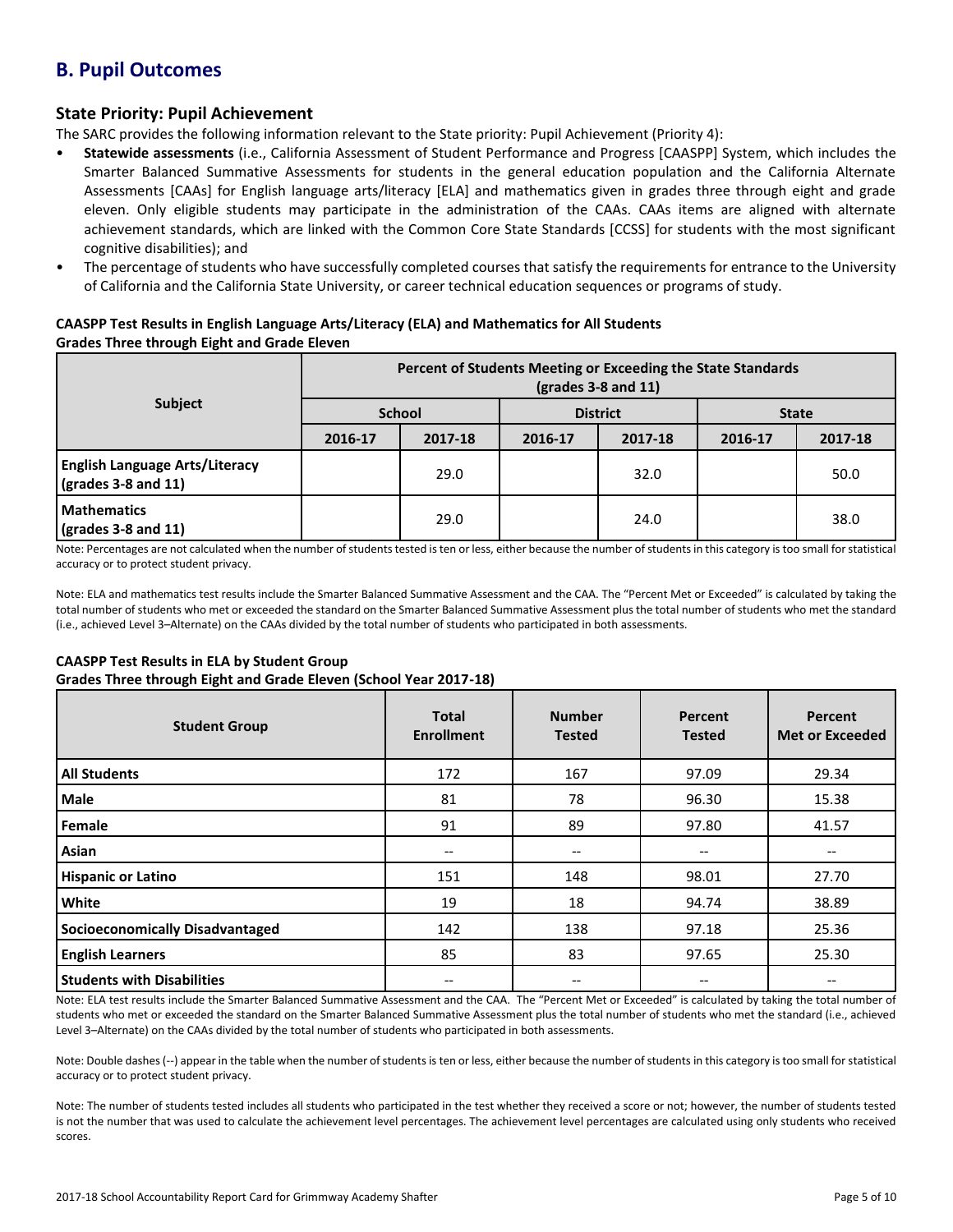## B. Pupil Outcomes

### State Priority: Pupil Achievement

The SARC provides the following information relevant to the State priority: Pupil Achievement (Priority 4):

- **Statewide assessments** (i.e., California Assessment of Student Performance and Progress [CAASPP] System, which includes the Smarter Balanced Summative Assessments for students in the general education population and the California Alternate Assessments [CAAs] for English language arts/literacy [ELA] and mathematics given in grades three through eight and grade eleven. Only eligible students may participate in the administration of the CAAs. CAAs items are aligned with alternate achievement standards, which are linked with the Common Core State Standards [CCSS] for students with the most significant cognitive disabilities); and
- The percentage of students who have successfully completed courses that satisfy the requirements for entrance to the University of California and the California State University, or career technical education sequences or programs of study.

**CAASPP Test Results in English Language Arts/Literacy (ELA) and Mathematics for All Students**
**Grades Three through Eight and Grade Eleven**

| Subject | Percent of Students Meeting or Exceeding the State Standards (grades 3-8 and 11) | | | | | |
|---|---|---|---|---|---|---|
| | School | | District | | State | |
| | 2016-17 | 2017-18 | 2016-17 | 2017-18 | 2016-17 | 2017-18 |
| **English Language Arts/Literacy (grades 3-8 and 11)** | | 29.0 | | 32.0 | | 50.0 |
| **Mathematics (grades 3-8 and 11)** | | 29.0 | | 24.0 | | 38.0 |

Note: Percentages are not calculated when the number of students tested is ten or less, either because the number of students in this category is too small for statistical accuracy or to protect student privacy.

Note: ELA and mathematics test results include the Smarter Balanced Summative Assessment and the CAA. The "Percent Met or Exceeded" is calculated by taking the total number of students who met or exceeded the standard on the Smarter Balanced Summative Assessment plus the total number of students who met the standard (i.e., achieved Level 3–Alternate) on the CAAs divided by the total number of students who participated in both assessments.

**CAASPP Test Results in ELA by Student Group**
**Grades Three through Eight and Grade Eleven (School Year 2017-18)**

| Student Group | Total Enrollment | Number Tested | Percent Tested | Percent Met or Exceeded |
|---|---|---|---|---|
| **All Students** | 172 | 167 | 97.09 | 29.34 |
| **Male** | 81 | 78 | 96.30 | 15.38 |
| **Female** | 91 | 89 | 97.80 | 41.57 |
| **Asian** | -- | -- | -- | -- |
| **Hispanic or Latino** | 151 | 148 | 98.01 | 27.70 |
| **White** | 19 | 18 | 94.74 | 38.89 |
| **Socioeconomically Disadvantaged** | 142 | 138 | 97.18 | 25.36 |
| **English Learners** | 85 | 83 | 97.65 | 25.30 |
| **Students with Disabilities** | -- | -- | -- | -- |

Note: ELA test results include the Smarter Balanced Summative Assessment and the CAA. The "Percent Met or Exceeded" is calculated by taking the total number of students who met or exceeded the standard on the Smarter Balanced Summative Assessment plus the total number of students who met the standard (i.e., achieved Level 3–Alternate) on the CAAs divided by the total number of students who participated in both assessments.

Note: Double dashes (--) appear in the table when the number of students is ten or less, either because the number of students in this category is too small for statistical accuracy or to protect student privacy.

Note: The number of students tested includes all students who participated in the test whether they received a score or not; however, the number of students tested is not the number that was used to calculate the achievement level percentages. The achievement level percentages are calculated using only students who received scores.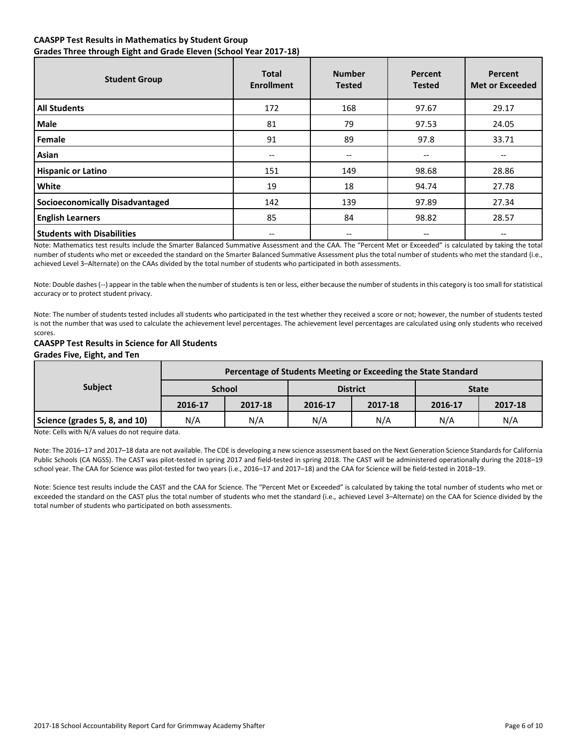**CAASPP Test Results in Mathematics by Student Group**
**Grades Three through Eight and Grade Eleven (School Year 2017-18)**

| Student Group | Total Enrollment | Number Tested | Percent Tested | Percent Met or Exceeded |
|---|---|---|---|---|
| **All Students** | 172 | 168 | 97.67 | 29.17 |
| **Male** | 81 | 79 | 97.53 | 24.05 |
| **Female** | 91 | 89 | 97.8 | 33.71 |
| **Asian** | -- | -- | -- | -- |
| **Hispanic or Latino** | 151 | 149 | 98.68 | 28.86 |
| **White** | 19 | 18 | 94.74 | 27.78 |
| **Socioeconomically Disadvantaged** | 142 | 139 | 97.89 | 27.34 |
| **English Learners** | 85 | 84 | 98.82 | 28.57 |
| **Students with Disabilities** | -- | -- | -- | -- |

Note: Mathematics test results include the Smarter Balanced Summative Assessment and the CAA. The "Percent Met or Exceeded" is calculated by taking the total number of students who met or exceeded the standard on the Smarter Balanced Summative Assessment plus the total number of students who met the standard (i.e., achieved Level 3–Alternate) on the CAAs divided by the total number of students who participated in both assessments.

Note: Double dashes (--) appear in the table when the number of students is ten or less, either because the number of students in this category is too small for statistical accuracy or to protect student privacy.

Note: The number of students tested includes all students who participated in the test whether they received a score or not; however, the number of students tested is not the number that was used to calculate the achievement level percentages. The achievement level percentages are calculated using only students who received scores.

**CAASPP Test Results in Science for All Students**
**Grades Five, Eight, and Ten**

| Subject | Percentage of Students Meeting or Exceeding the State Standard | | | | | |
|---|---|---|---|---|---|---|
| | School | | District | | State | |
| | 2016-17 | 2017-18 | 2016-17 | 2017-18 | 2016-17 | 2017-18 |
| **Science (grades 5, 8, and 10)** | N/A | N/A | N/A | N/A | N/A | N/A |

Note: Cells with N/A values do not require data.

Note: The 2016–17 and 2017–18 data are not available. The CDE is developing a new science assessment based on the Next Generation Science Standards for California Public Schools (CA NGSS). The CAST was pilot-tested in spring 2017 and field-tested in spring 2018. The CAST will be administered operationally during the 2018–19 school year. The CAA for Science was pilot-tested for two years (i.e., 2016–17 and 2017–18) and the CAA for Science will be field-tested in 2018–19.

Note: Science test results include the CAST and the CAA for Science. The "Percent Met or Exceeded" is calculated by taking the total number of students who met or exceeded the standard on the CAST plus the total number of students who met the standard (i.e., achieved Level 3–Alternate) on the CAA for Science divided by the total number of students who participated on both assessments.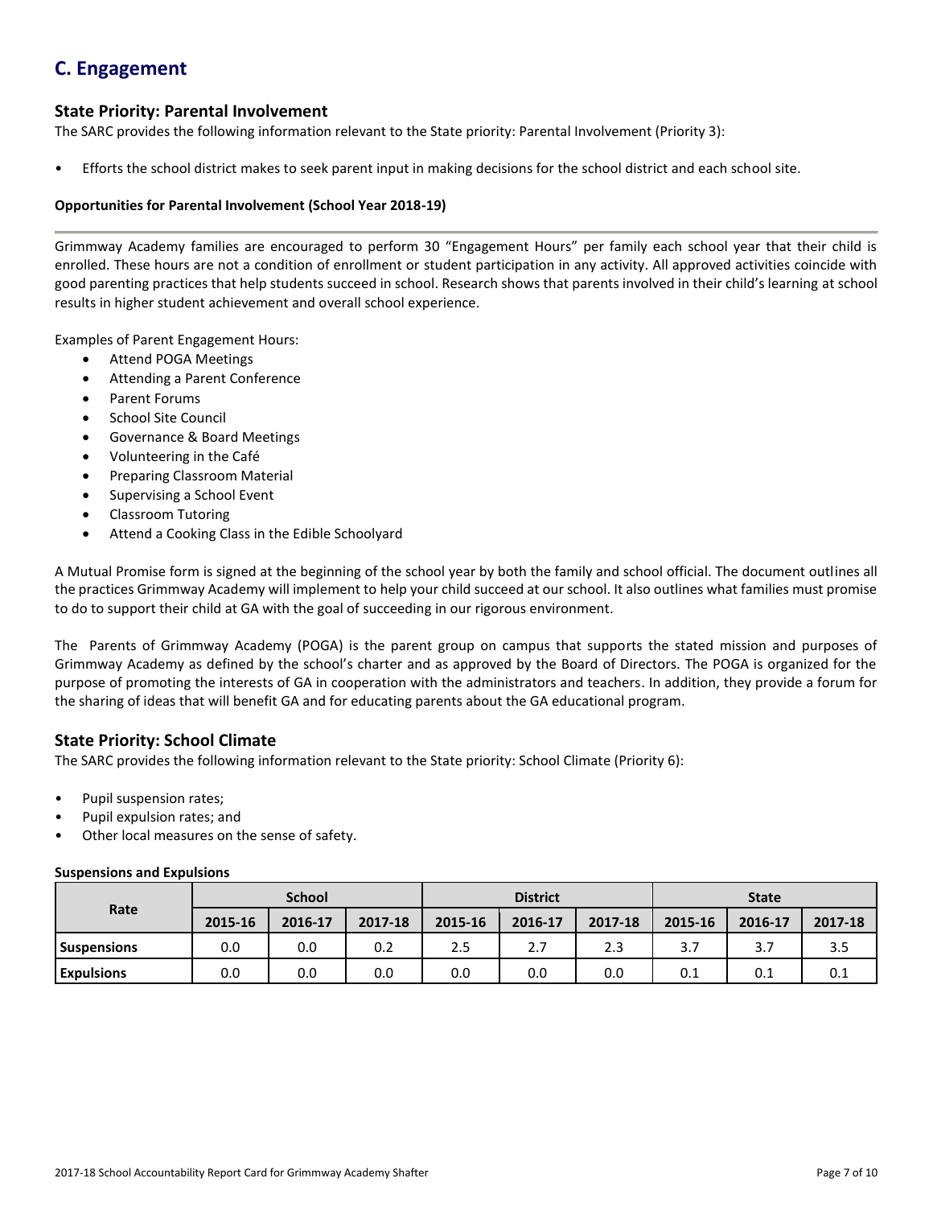## C. Engagement

### State Priority: Parental Involvement

The SARC provides the following information relevant to the State priority: Parental Involvement (Priority 3):

- Efforts the school district makes to seek parent input in making decisions for the school district and each school site.

**Opportunities for Parental Involvement (School Year 2018-19)**

Grimmway Academy families are encouraged to perform 30 "Engagement Hours" per family each school year that their child is enrolled. These hours are not a condition of enrollment or student participation in any activity. All approved activities coincide with good parenting practices that help students succeed in school. Research shows that parents involved in their child's learning at school results in higher student achievement and overall school experience.

Examples of Parent Engagement Hours:

- Attend POGA Meetings
- Attending a Parent Conference
- Parent Forums
- School Site Council
- Governance & Board Meetings
- Volunteering in the Café
- Preparing Classroom Material
- Supervising a School Event
- Classroom Tutoring
- Attend a Cooking Class in the Edible Schoolyard

A Mutual Promise form is signed at the beginning of the school year by both the family and school official. The document outlines all the practices Grimmway Academy will implement to help your child succeed at our school. It also outlines what families must promise to do to support their child at GA with the goal of succeeding in our rigorous environment.

The Parents of Grimmway Academy (POGA) is the parent group on campus that supports the stated mission and purposes of Grimmway Academy as defined by the school's charter and as approved by the Board of Directors. The POGA is organized for the purpose of promoting the interests of GA in cooperation with the administrators and teachers. In addition, they provide a forum for the sharing of ideas that will benefit GA and for educating parents about the GA educational program.

### State Priority: School Climate

The SARC provides the following information relevant to the State priority: School Climate (Priority 6):

- Pupil suspension rates;
- Pupil expulsion rates; and
- Other local measures on the sense of safety.

**Suspensions and Expulsions**

| Rate | School | | | District | | | State | | |
|---|---|---|---|---|---|---|---|---|---|
| | 2015-16 | 2016-17 | 2017-18 | 2015-16 | 2016-17 | 2017-18 | 2015-16 | 2016-17 | 2017-18 |
| **Suspensions** | 0.0 | 0.0 | 0.2 | 2.5 | 2.7 | 2.3 | 3.7 | 3.7 | 3.5 |
| **Expulsions** | 0.0 | 0.0 | 0.0 | 0.0 | 0.0 | 0.0 | 0.1 | 0.1 | 0.1 |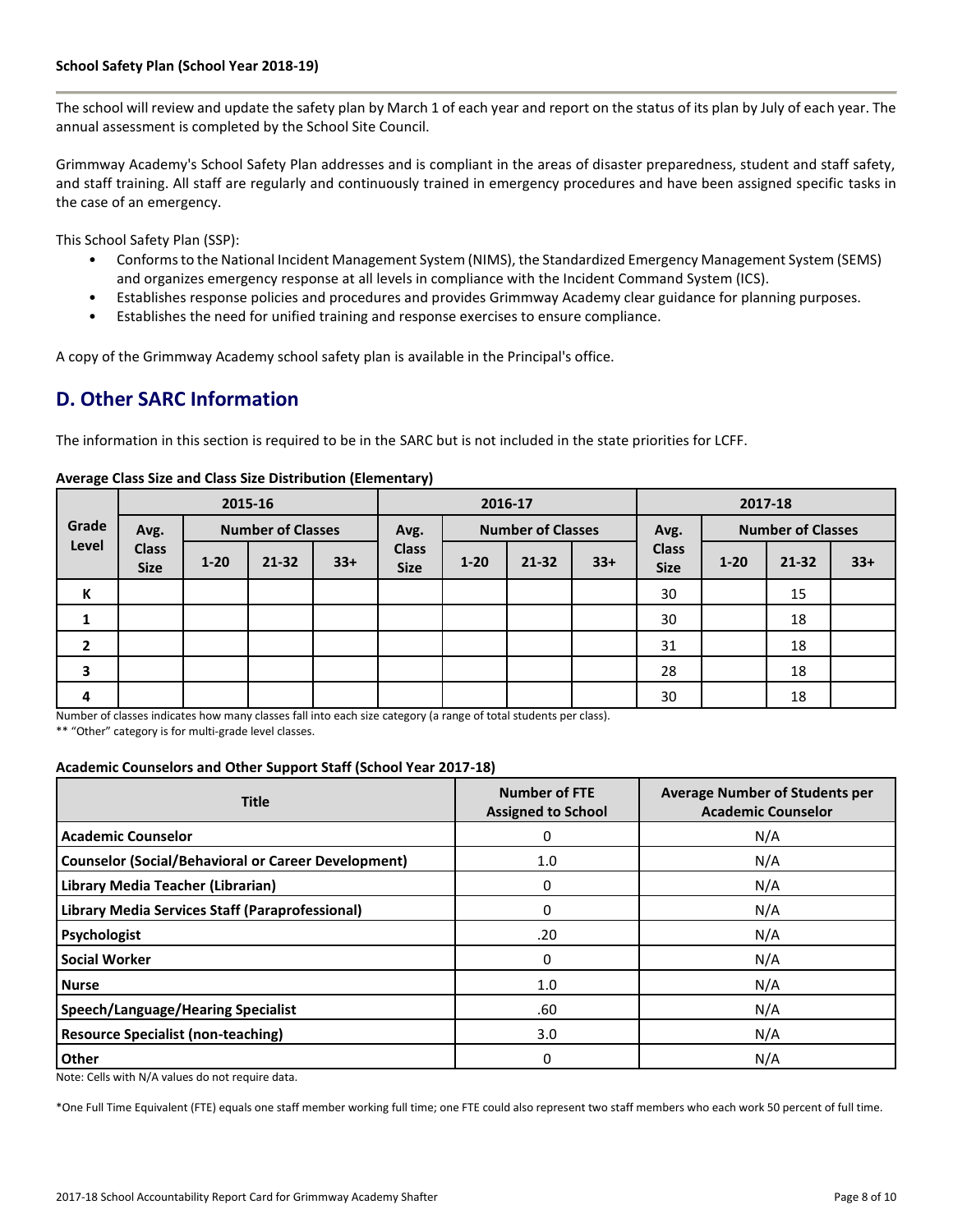**School Safety Plan (School Year 2018-19)**

The school will review and update the safety plan by March 1 of each year and report on the status of its plan by July of each year. The annual assessment is completed by the School Site Council.

Grimmway Academy's School Safety Plan addresses and is compliant in the areas of disaster preparedness, student and staff safety, and staff training. All staff are regularly and continuously trained in emergency procedures and have been assigned specific tasks in the case of an emergency.

This School Safety Plan (SSP):

- Conforms to the National Incident Management System (NIMS), the Standardized Emergency Management System (SEMS) and organizes emergency response at all levels in compliance with the Incident Command System (ICS).
- Establishes response policies and procedures and provides Grimmway Academy clear guidance for planning purposes.
- Establishes the need for unified training and response exercises to ensure compliance.

A copy of the Grimmway Academy school safety plan is available in the Principal's office.

## D. Other SARC Information

The information in this section is required to be in the SARC but is not included in the state priorities for LCFF.

**Average Class Size and Class Size Distribution (Elementary)**

| Grade Level | 2015-16 | | | | 2016-17 | | | | 2017-18 | | | |
|---|---|---|---|---|---|---|---|---|---|---|---|---|
| | Avg. Class Size | Number of Classes | | | Avg. Class Size | Number of Classes | | | Avg. Class Size | Number of Classes | | |
| | | 1-20 | 21-32 | 33+ | | 1-20 | 21-32 | 33+ | | 1-20 | 21-32 | 33+ |
| K | | | | | | | | | 30 | | 15 | |
| 1 | | | | | | | | | 30 | | 18 | |
| 2 | | | | | | | | | 31 | | 18 | |
| 3 | | | | | | | | | 28 | | 18 | |
| 4 | | | | | | | | | 30 | | 18 | |

Number of classes indicates how many classes fall into each size category (a range of total students per class).

** "Other" category is for multi-grade level classes.

**Academic Counselors and Other Support Staff (School Year 2017-18)**

| Title | Number of FTE Assigned to School | Average Number of Students per Academic Counselor |
|---|---|---|
| **Academic Counselor** | 0 | N/A |
| **Counselor (Social/Behavioral or Career Development)** | 1.0 | N/A |
| **Library Media Teacher (Librarian)** | 0 | N/A |
| **Library Media Services Staff (Paraprofessional)** | 0 | N/A |
| **Psychologist** | .20 | N/A |
| **Social Worker** | 0 | N/A |
| **Nurse** | 1.0 | N/A |
| **Speech/Language/Hearing Specialist** | .60 | N/A |
| **Resource Specialist (non-teaching)** | 3.0 | N/A |
| **Other** | 0 | N/A |

Note: Cells with N/A values do not require data.

*One Full Time Equivalent (FTE) equals one staff member working full time; one FTE could also represent two staff members who each work 50 percent of full time.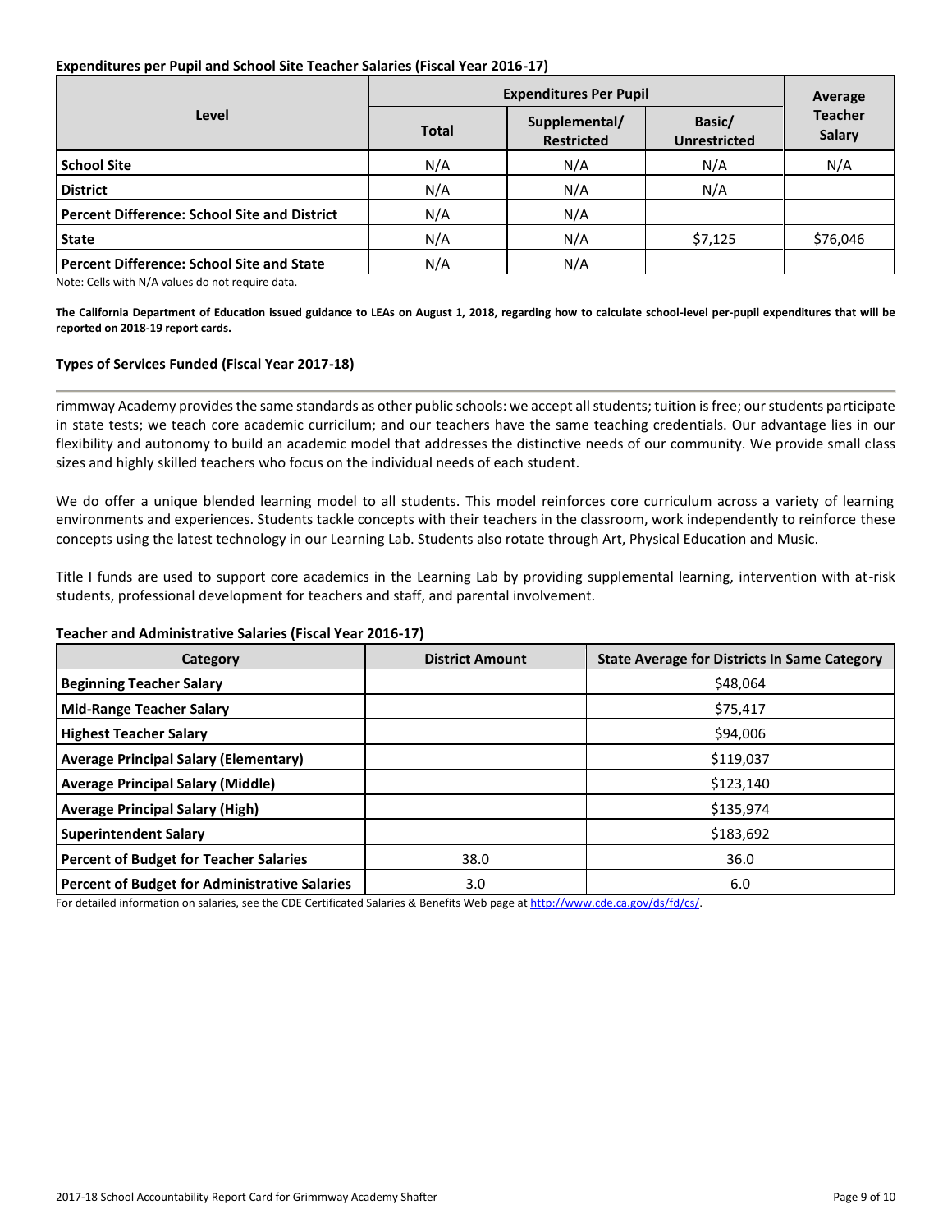**Expenditures per Pupil and School Site Teacher Salaries (Fiscal Year 2016-17)**

| Level | Expenditures Per Pupil | | | Average Teacher Salary |
|---|---|---|---|---|
| | Total | Supplemental/ Restricted | Basic/ Unrestricted | |
| **School Site** | N/A | N/A | N/A | N/A |
| **District** | N/A | N/A | N/A | |
| **Percent Difference: School Site and District** | N/A | N/A | | |
| **State** | N/A | N/A | $7,125 | $76,046 |
| **Percent Difference: School Site and State** | N/A | N/A | | |

Note: Cells with N/A values do not require data.

**The California Department of Education issued guidance to LEAs on August 1, 2018, regarding how to calculate school-level per-pupil expenditures that will be reported on 2018-19 report cards.**

**Types of Services Funded (Fiscal Year 2017-18)**

rimmway Academy provides the same standards as other public schools: we accept all students; tuition is free; our students participate in state tests; we teach core academic curricilum; and our teachers have the same teaching credentials. Our advantage lies in our flexibility and autonomy to build an academic model that addresses the distinctive needs of our community. We provide small class sizes and highly skilled teachers who focus on the individual needs of each student.

We do offer a unique blended learning model to all students. This model reinforces core curriculum across a variety of learning environments and experiences. Students tackle concepts with their teachers in the classroom, work independently to reinforce these concepts using the latest technology in our Learning Lab. Students also rotate through Art, Physical Education and Music.

Title I funds are used to support core academics in the Learning Lab by providing supplemental learning, intervention with at-risk students, professional development for teachers and staff, and parental involvement.

**Teacher and Administrative Salaries (Fiscal Year 2016-17)**

| Category | District Amount | State Average for Districts In Same Category |
|---|---|---|
| **Beginning Teacher Salary** | | $48,064 |
| **Mid-Range Teacher Salary** | | $75,417 |
| **Highest Teacher Salary** | | $94,006 |
| **Average Principal Salary (Elementary)** | | $119,037 |
| **Average Principal Salary (Middle)** | | $123,140 |
| **Average Principal Salary (High)** | | $135,974 |
| **Superintendent Salary** | | $183,692 |
| **Percent of Budget for Teacher Salaries** | 38.0 | 36.0 |
| **Percent of Budget for Administrative Salaries** | 3.0 | 6.0 |

For detailed information on salaries, see the CDE Certificated Salaries & Benefits Web page at http://www.cde.ca.gov/ds/fd/cs/.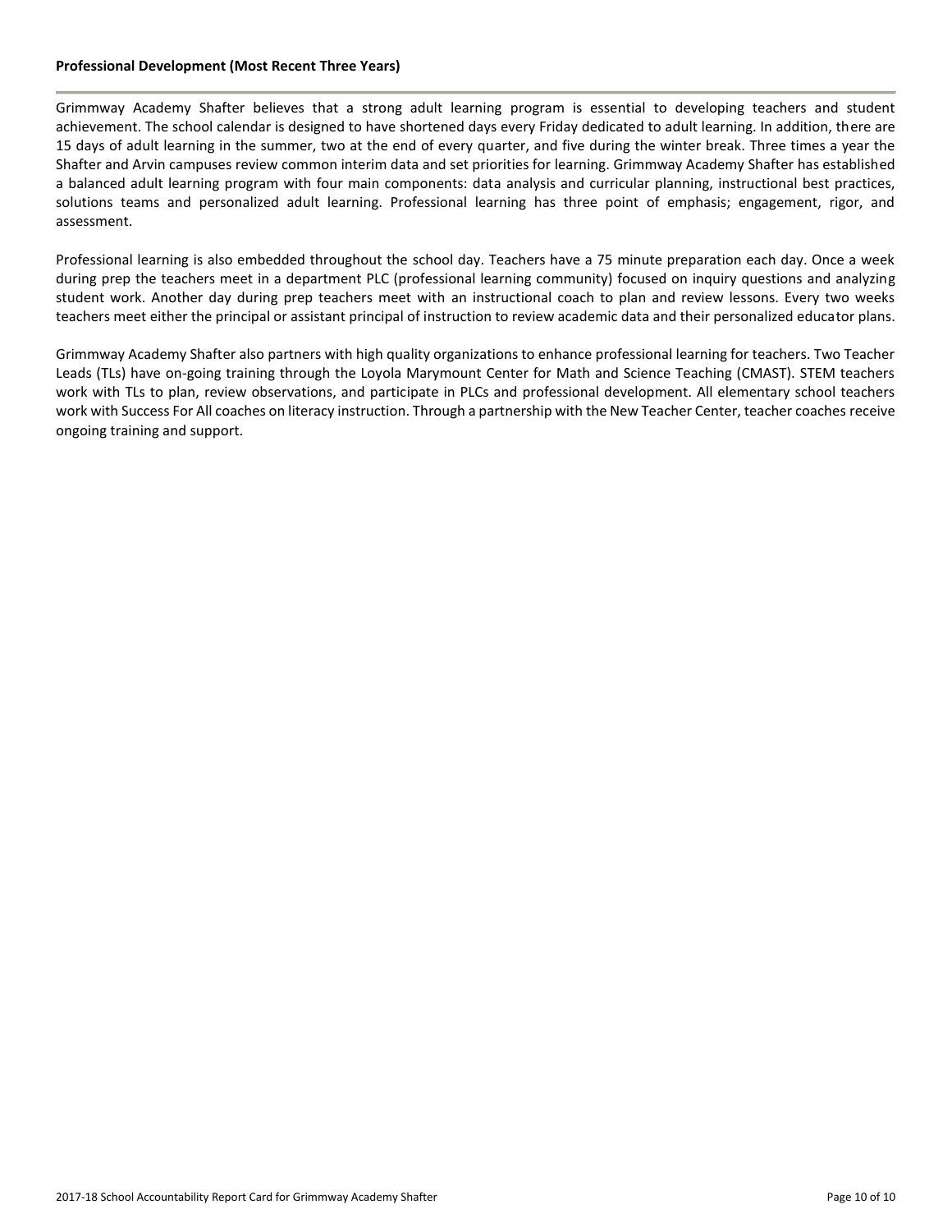**Professional Development (Most Recent Three Years)**

Grimmway Academy Shafter believes that a strong adult learning program is essential to developing teachers and student achievement. The school calendar is designed to have shortened days every Friday dedicated to adult learning. In addition, there are 15 days of adult learning in the summer, two at the end of every quarter, and five during the winter break. Three times a year the Shafter and Arvin campuses review common interim data and set priorities for learning. Grimmway Academy Shafter has established a balanced adult learning program with four main components: data analysis and curricular planning, instructional best practices, solutions teams and personalized adult learning. Professional learning has three point of emphasis; engagement, rigor, and assessment.

Professional learning is also embedded throughout the school day. Teachers have a 75 minute preparation each day. Once a week during prep the teachers meet in a department PLC (professional learning community) focused on inquiry questions and analyzing student work. Another day during prep teachers meet with an instructional coach to plan and review lessons. Every two weeks teachers meet either the principal or assistant principal of instruction to review academic data and their personalized educator plans.

Grimmway Academy Shafter also partners with high quality organizations to enhance professional learning for teachers. Two Teacher Leads (TLs) have on-going training through the Loyola Marymount Center for Math and Science Teaching (CMAST). STEM teachers work with TLs to plan, review observations, and participate in PLCs and professional development. All elementary school teachers work with Success For All coaches on literacy instruction. Through a partnership with the New Teacher Center, teacher coaches receive ongoing training and support.